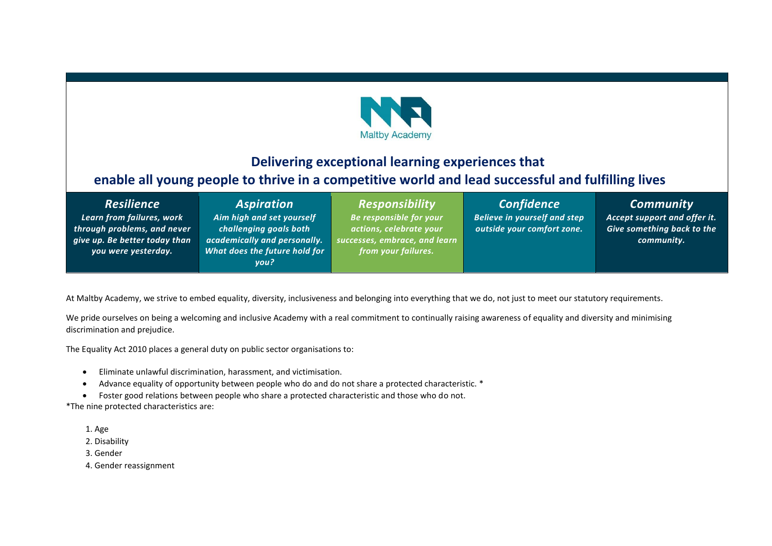Maltby Academy

## Delivering exceptional learning experiences that enable all young people to thrive in a competitive world and lead successful and fulfilling lives

| *Resilience* | *Aspiration* | *Responsibility* | *Confidence* | *Community* |
|---|---|---|---|---|
| ***Learn from failures, work through problems, and never give up. Be better today than you were yesterday.*** | ***Aim high and set yourself challenging goals both academically and personally. What does the future hold for you?*** | ***Be responsible for your actions, celebrate your successes, embrace, and learn from your failures.*** | ***Believe in yourself and step outside your comfort zone.*** | ***Accept support and offer it. Give something back to the community.*** |

At Maltby Academy, we strive to embed equality, diversity, inclusiveness and belonging into everything that we do, not just to meet our statutory requirements.

We pride ourselves on being a welcoming and inclusive Academy with a real commitment to continually raising awareness of equality and diversity and minimising discrimination and prejudice.

The Equality Act 2010 places a general duty on public sector organisations to:

- Eliminate unlawful discrimination, harassment, and victimisation.
- Advance equality of opportunity between people who do and do not share a protected characteristic. *
- Foster good relations between people who share a protected characteristic and those who do not.

*The nine protected characteristics are:

1. Age
2. Disability
3. Gender
4. Gender reassignment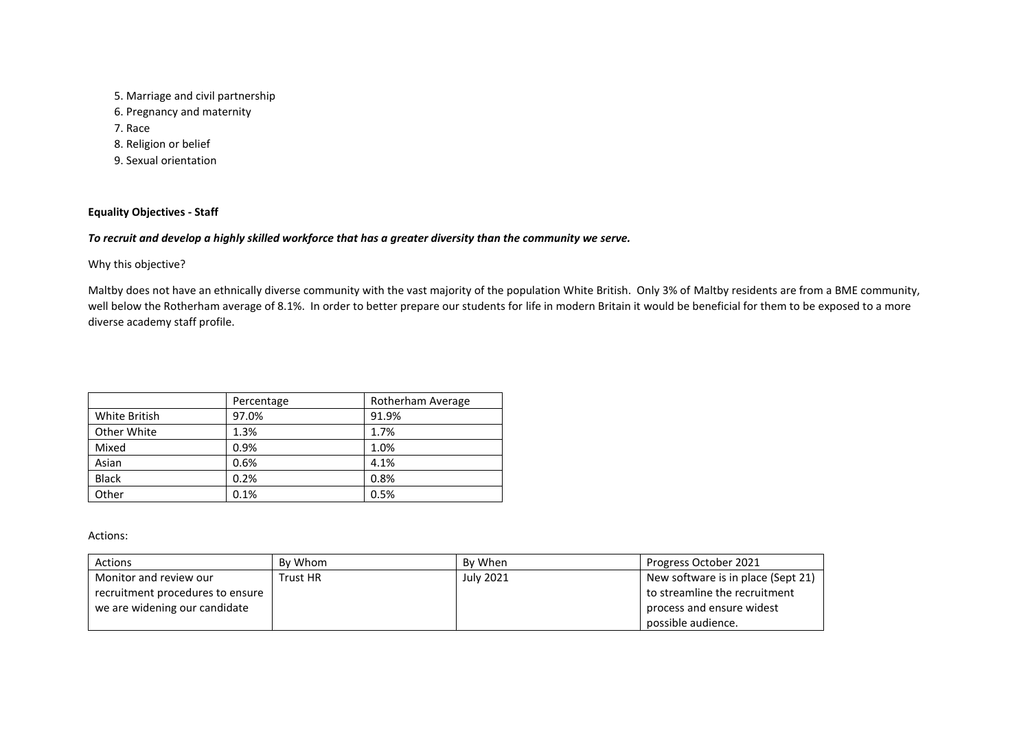5. Marriage and civil partnership
6. Pregnancy and maternity
7. Race
8. Religion or belief
9. Sexual orientation

**Equality Objectives - Staff**

***To recruit and develop a highly skilled workforce that has a greater diversity than the community we serve.***

Why this objective?

Maltby does not have an ethnically diverse community with the vast majority of the population White British. Only 3% of Maltby residents are from a BME community, well below the Rotherham average of 8.1%. In order to better prepare our students for life in modern Britain it would be beneficial for them to be exposed to a more diverse academy staff profile.

| | Percentage | Rotherham Average |
| --- | --- | --- |
| White British | 97.0% | 91.9% |
| Other White | 1.3% | 1.7% |
| Mixed | 0.9% | 1.0% |
| Asian | 0.6% | 4.1% |
| Black | 0.2% | 0.8% |
| Other | 0.1% | 0.5% |

Actions:

| Actions | By Whom | By When | Progress October 2021 |
| --- | --- | --- | --- |
| Monitor and review our recruitment procedures to ensure we are widening our candidate | Trust HR | July 2021 | New software is in place (Sept 21) to streamline the recruitment process and ensure widest possible audience. |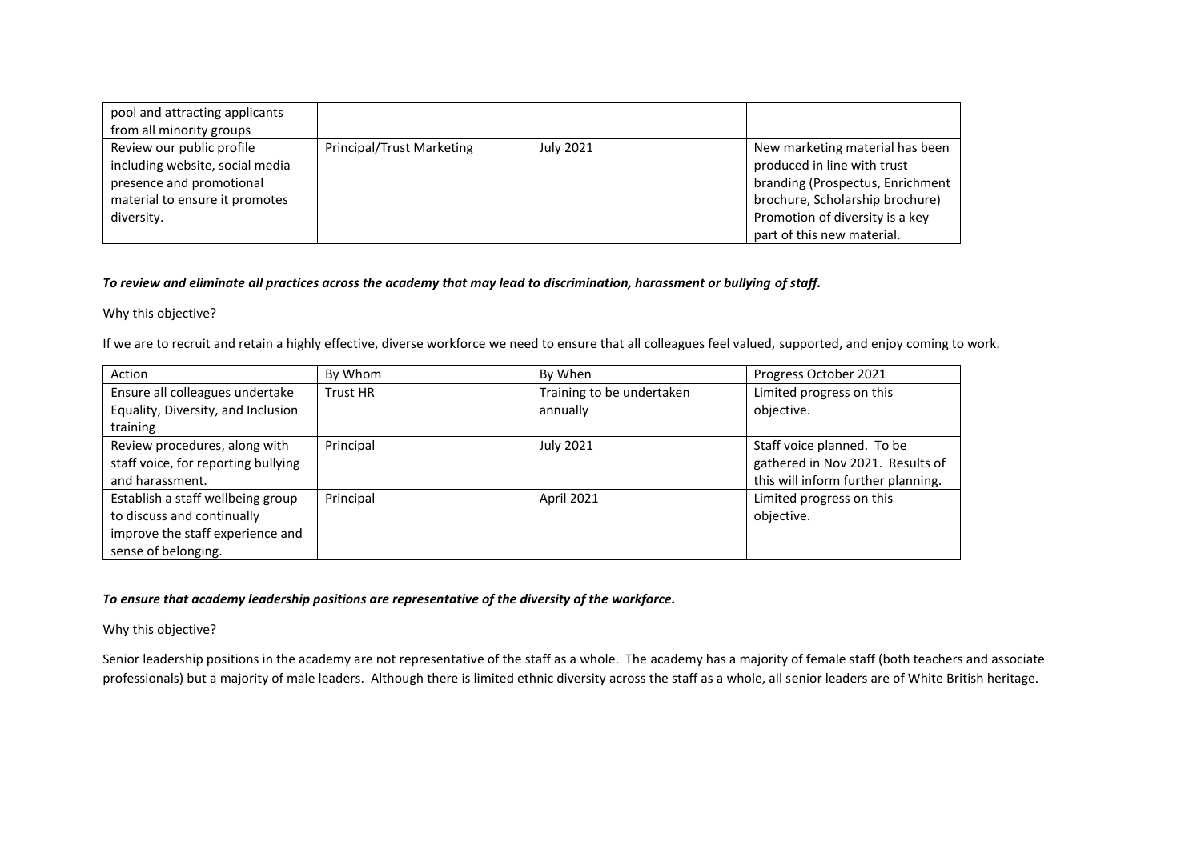| pool and attracting applicants from all minority groups | | | |
| --- | --- | --- | --- |
| Review our public profile including website, social media presence and promotional material to ensure it promotes diversity. | Principal/Trust Marketing | July 2021 | New marketing material has been produced in line with trust branding (Prospectus, Enrichment brochure, Scholarship brochure) Promotion of diversity is a key part of this new material. |

***To review and eliminate all practices across the academy that may lead to discrimination, harassment or bullying of staff.***

Why this objective?

If we are to recruit and retain a highly effective, diverse workforce we need to ensure that all colleagues feel valued, supported, and enjoy coming to work.

| Action | By Whom | By When | Progress October 2021 |
| --- | --- | --- | --- |
| Ensure all colleagues undertake Equality, Diversity, and Inclusion training | Trust HR | Training to be undertaken annually | Limited progress on this objective. |
| Review procedures, along with staff voice, for reporting bullying and harassment. | Principal | July 2021 | Staff voice planned. To be gathered in Nov 2021. Results of this will inform further planning. |
| Establish a staff wellbeing group to discuss and continually improve the staff experience and sense of belonging. | Principal | April 2021 | Limited progress on this objective. |

***To ensure that academy leadership positions are representative of the diversity of the workforce.***

Why this objective?

Senior leadership positions in the academy are not representative of the staff as a whole. The academy has a majority of female staff (both teachers and associate professionals) but a majority of male leaders. Although there is limited ethnic diversity across the staff as a whole, all senior leaders are of White British heritage.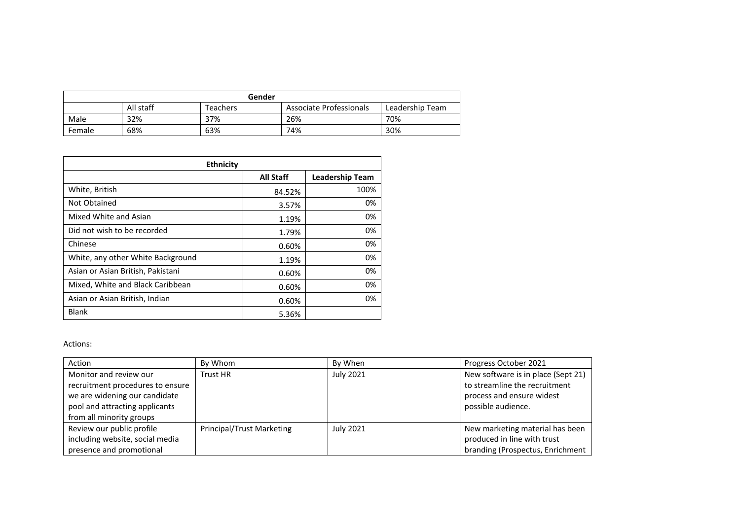| Gender | | | | |
|---|---|---|---|---|
| | All staff | Teachers | Associate Professionals | Leadership Team |
| Male | 32% | 37% | 26% | 70% |
| Female | 68% | 63% | 74% | 30% |

| Ethnicity | | |
|---|---|---|
| | **All Staff** | **Leadership Team** |
| White, British | 84.52% | 100% |
| Not Obtained | 3.57% | 0% |
| Mixed White and Asian | 1.19% | 0% |
| Did not wish to be recorded | 1.79% | 0% |
| Chinese | 0.60% | 0% |
| White, any other White Background | 1.19% | 0% |
| Asian or Asian British, Pakistani | 0.60% | 0% |
| Mixed, White and Black Caribbean | 0.60% | 0% |
| Asian or Asian British, Indian | 0.60% | 0% |
| Blank | 5.36% | |

Actions:

| Action | By Whom | By When | Progress October 2021 |
|---|---|---|---|
| Monitor and review our recruitment procedures to ensure we are widening our candidate pool and attracting applicants from all minority groups | Trust HR | July 2021 | New software is in place (Sept 21) to streamline the recruitment process and ensure widest possible audience. |
| Review our public profile including website, social media presence and promotional | Principal/Trust Marketing | July 2021 | New marketing material has been produced in line with trust branding (Prospectus, Enrichment |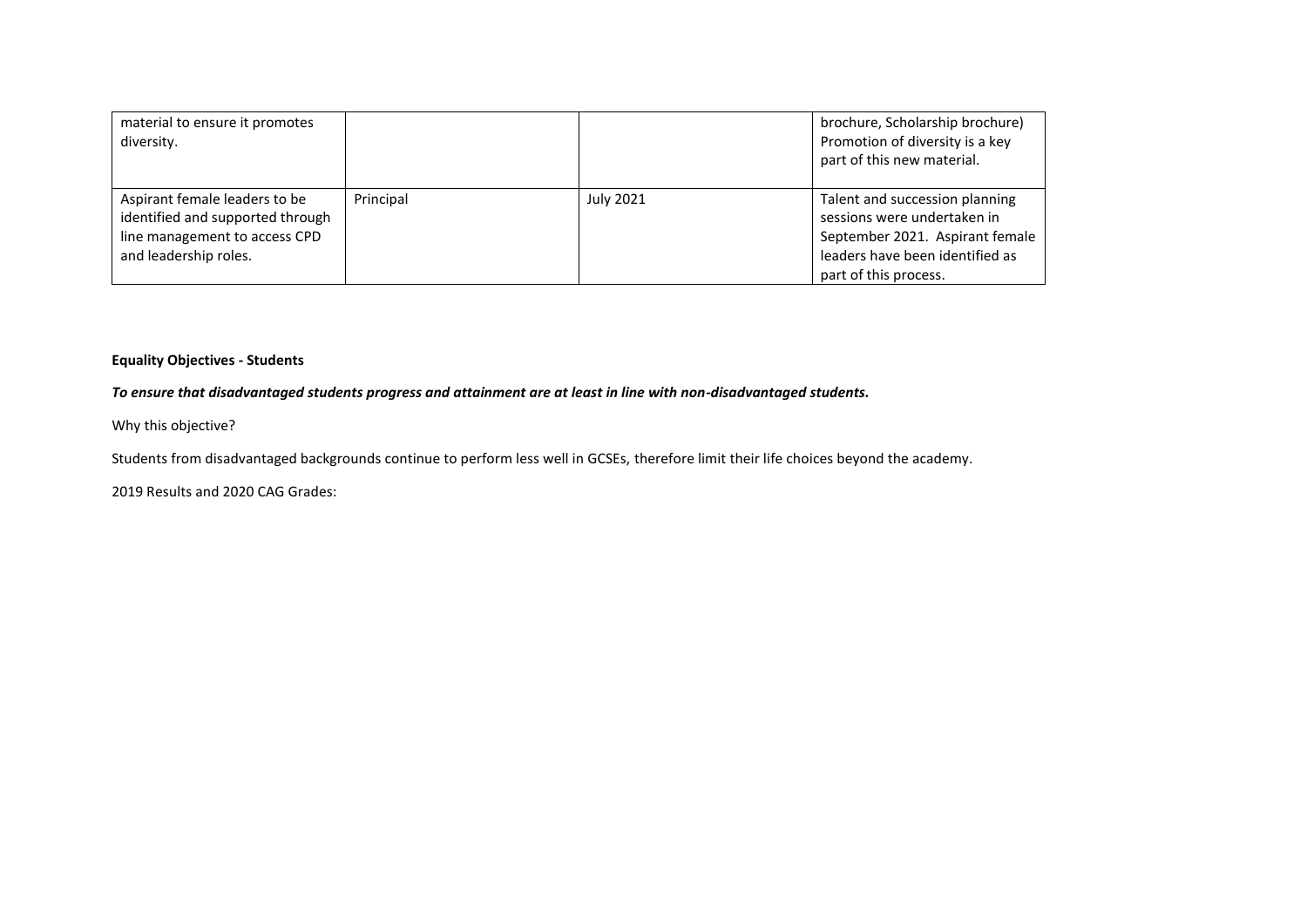| | | | |
|---|---|---|---|
| material to ensure it promotes diversity. | | | brochure, Scholarship brochure) Promotion of diversity is a key part of this new material. |
| Aspirant female leaders to be identified and supported through line management to access CPD and leadership roles. | Principal | July 2021 | Talent and succession planning sessions were undertaken in September 2021. Aspirant female leaders have been identified as part of this process. |

**Equality Objectives - Students**

***To ensure that disadvantaged students progress and attainment are at least in line with non-disadvantaged students.***

Why this objective?

Students from disadvantaged backgrounds continue to perform less well in GCSEs, therefore limit their life choices beyond the academy.

2019 Results and 2020 CAG Grades: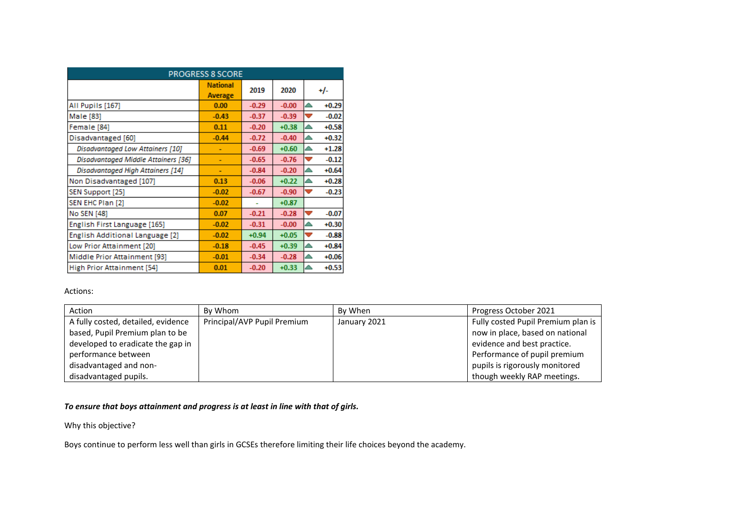| PROGRESS 8 SCORE | | | | |
|---|---|---|---|---|
| | National Average | 2019 | 2020 | +/- |
| All Pupils [167] | 0.00 | -0.29 | -0.00 | ▲ +0.29 |
| Male [83] | -0.43 | -0.37 | -0.39 | ▼ -0.02 |
| Female [84] | 0.11 | -0.20 | +0.38 | ▲ +0.58 |
| Disadvantaged [60] | -0.44 | -0.72 | -0.40 | ▲ +0.32 |
| *Disadvantaged Low Attainers [10]* | - | -0.69 | +0.60 | ▲ +1.28 |
| *Disadvantaged Middle Attainers [36]* | - | -0.65 | -0.76 | ▼ -0.12 |
| *Disadvantaged High Attainers [14]* | - | -0.84 | -0.20 | ▲ +0.64 |
| Non Disadvantaged [107] | 0.13 | -0.06 | +0.22 | ▲ +0.28 |
| SEN Support [25] | -0.02 | -0.67 | -0.90 | ▼ -0.23 |
| SEN EHC Plan [2] | -0.02 | - | +0.87 | |
| No SEN [48] | 0.07 | -0.21 | -0.28 | ▼ -0.07 |
| English First Language [165] | -0.02 | -0.31 | -0.00 | ▲ +0.30 |
| English Additional Language [2] | -0.02 | +0.94 | +0.05 | ▼ -0.88 |
| Low Prior Attainment [20] | -0.18 | -0.45 | +0.39 | ▲ +0.84 |
| Middle Prior Attainment [93] | -0.01 | -0.34 | -0.28 | ▲ +0.06 |
| High Prior Attainment [54] | 0.01 | -0.20 | +0.33 | ▲ +0.53 |

Actions:

| Action | By Whom | By When | Progress October 2021 |
|---|---|---|---|
| A fully costed, detailed, evidence based, Pupil Premium plan to be developed to eradicate the gap in performance between disadvantaged and non-disadvantaged pupils. | Principal/AVP Pupil Premium | January 2021 | Fully costed Pupil Premium plan is now in place, based on national evidence and best practice. Performance of pupil premium pupils is rigorously monitored though weekly RAP meetings. |

***To ensure that boys attainment and progress is at least in line with that of girls.***

Why this objective?

Boys continue to perform less well than girls in GCSEs therefore limiting their life choices beyond the academy.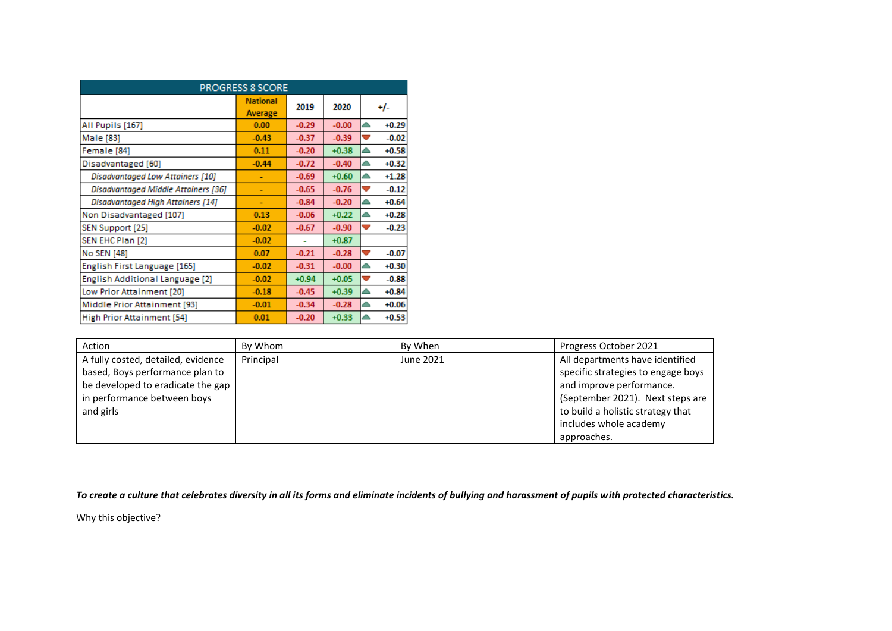| PROGRESS 8 SCORE | | | | |
|---|---|---|---|---|
| | National Average | 2019 | 2020 | +/- |
| All Pupils [167] | 0.00 | -0.29 | -0.00 | +0.29 |
| Male [83] | -0.43 | -0.37 | -0.39 | -0.02 |
| Female [84] | 0.11 | -0.20 | +0.38 | +0.58 |
| Disadvantaged [60] | -0.44 | -0.72 | -0.40 | +0.32 |
| *Disadvantaged Low Attainers [10]* | - | -0.69 | +0.60 | +1.28 |
| *Disadvantaged Middle Attainers [36]* | - | -0.65 | -0.76 | -0.12 |
| *Disadvantaged High Attainers [14]* | - | -0.84 | -0.20 | +0.64 |
| Non Disadvantaged [107] | 0.13 | -0.06 | +0.22 | +0.28 |
| SEN Support [25] | -0.02 | -0.67 | -0.90 | -0.23 |
| SEN EHC Plan [2] | -0.02 | - | +0.87 | |
| No SEN [48] | 0.07 | -0.21 | -0.28 | -0.07 |
| English First Language [165] | -0.02 | -0.31 | -0.00 | +0.30 |
| English Additional Language [2] | -0.02 | +0.94 | +0.05 | -0.88 |
| Low Prior Attainment [20] | -0.18 | -0.45 | +0.39 | +0.84 |
| Middle Prior Attainment [93] | -0.01 | -0.34 | -0.28 | +0.06 |
| High Prior Attainment [54] | 0.01 | -0.20 | +0.33 | +0.53 |

| Action | By Whom | By When | Progress October 2021 |
|---|---|---|---|
| A fully costed, detailed, evidence based, Boys performance plan to be developed to eradicate the gap in performance between boys and girls | Principal | June 2021 | All departments have identified specific strategies to engage boys and improve performance. (September 2021). Next steps are to build a holistic strategy that includes whole academy approaches. |

***To create a culture that celebrates diversity in all its forms and eliminate incidents of bullying and harassment of pupils with protected characteristics.***

Why this objective?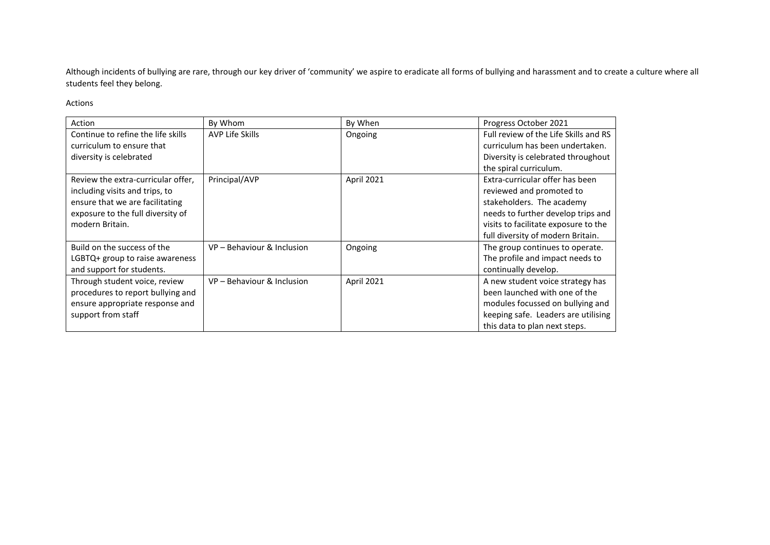Although incidents of bullying are rare, through our key driver of 'community' we aspire to eradicate all forms of bullying and harassment and to create a culture where all students feel they belong.

Actions

| Action | By Whom | By When | Progress October 2021 |
|---|---|---|---|
| Continue to refine the life skills curriculum to ensure that diversity is celebrated | AVP Life Skills | Ongoing | Full review of the Life Skills and RS curriculum has been undertaken. Diversity is celebrated throughout the spiral curriculum. |
| Review the extra-curricular offer, including visits and trips, to ensure that we are facilitating exposure to the full diversity of modern Britain. | Principal/AVP | April 2021 | Extra-curricular offer has been reviewed and promoted to stakeholders. The academy needs to further develop trips and visits to facilitate exposure to the full diversity of modern Britain. |
| Build on the success of the LGBTQ+ group to raise awareness and support for students. | VP – Behaviour & Inclusion | Ongoing | The group continues to operate. The profile and impact needs to continually develop. |
| Through student voice, review procedures to report bullying and ensure appropriate response and support from staff | VP – Behaviour & Inclusion | April 2021 | A new student voice strategy has been launched with one of the modules focussed on bullying and keeping safe. Leaders are utilising this data to plan next steps. |